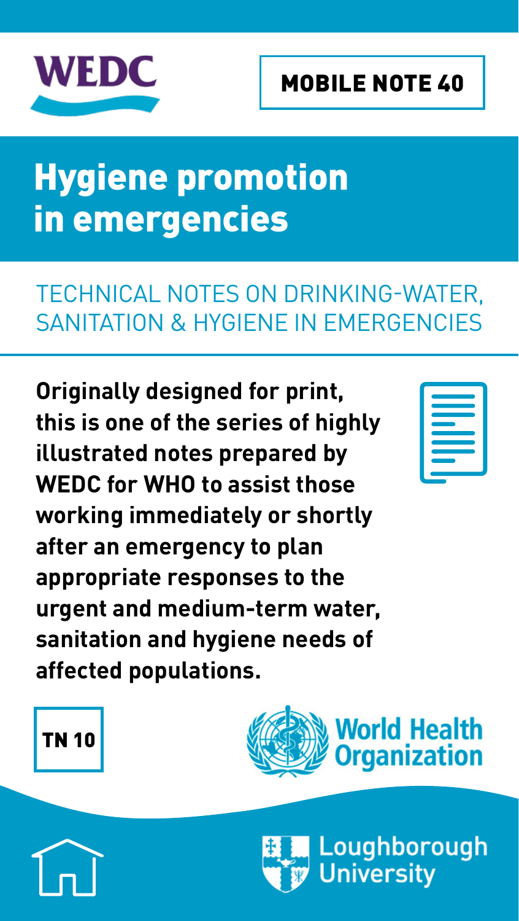WEDC

MOBILE NOTE 40

# Hygiene promotion in emergencies

TECHNICAL NOTES ON DRINKING-WATER, SANITATION & HYGIENE IN EMERGENCIES

**Originally designed for print, this is one of the series of highly illustrated notes prepared by WEDC for WHO to assist those working immediately or shortly after an emergency to plan appropriate responses to the urgent and medium-term water, sanitation and hygiene needs of affected populations.**

TN 10

World Health Organization

Loughborough University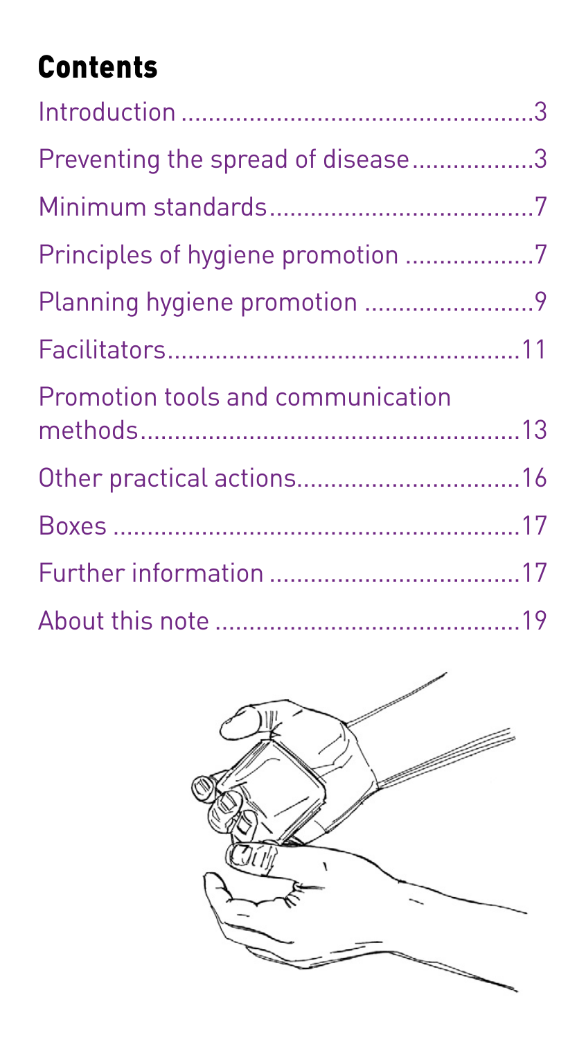# Contents

Introduction ....................................................3

Preventing the spread of disease..................3

Minimum standards.......................................7

Principles of hygiene promotion ...................7

Planning hygiene promotion .........................9

Facilitators....................................................11

Promotion tools and communication methods........................................................13

Other practical actions.................................16

Boxes ............................................................17

Further information .....................................17

About this note .............................................19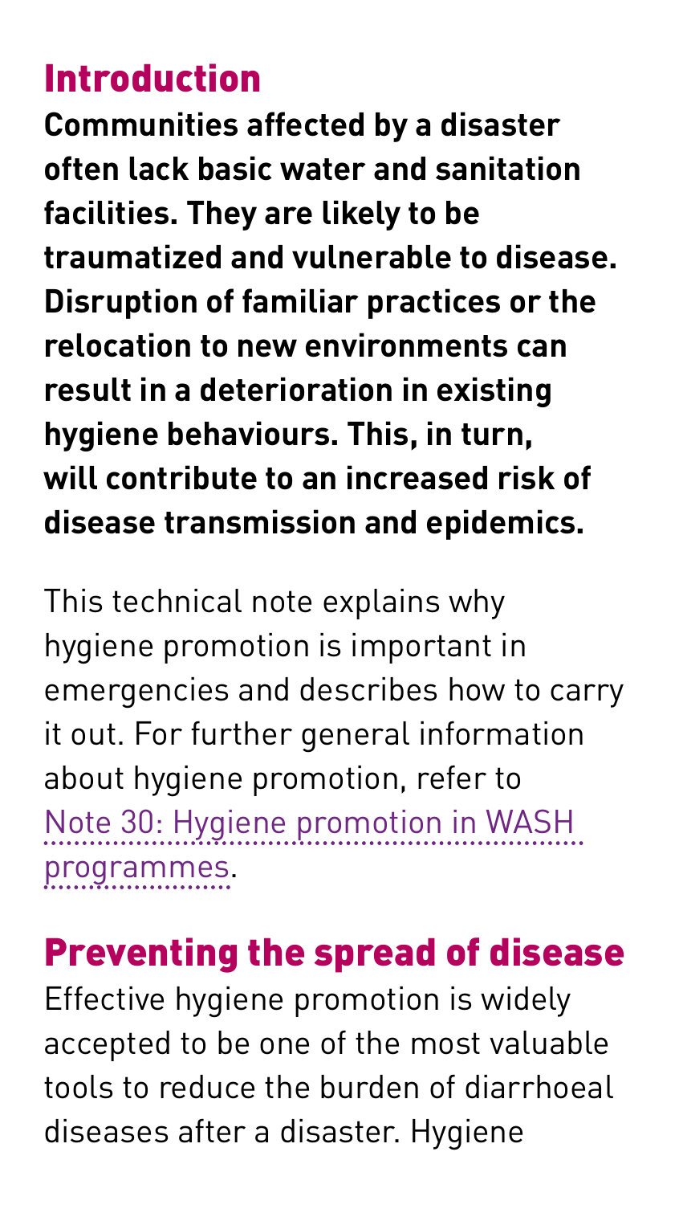## Introduction

**Communities affected by a disaster often lack basic water and sanitation facilities. They are likely to be traumatized and vulnerable to disease. Disruption of familiar practices or the relocation to new environments can result in a deterioration in existing hygiene behaviours. This, in turn, will contribute to an increased risk of disease transmission and epidemics.**

This technical note explains why hygiene promotion is important in emergencies and describes how to carry it out. For further general information about hygiene promotion, refer to Note 30: Hygiene promotion in WASH programmes.

## Preventing the spread of disease

Effective hygiene promotion is widely accepted to be one of the most valuable tools to reduce the burden of diarrhoeal diseases after a disaster. Hygiene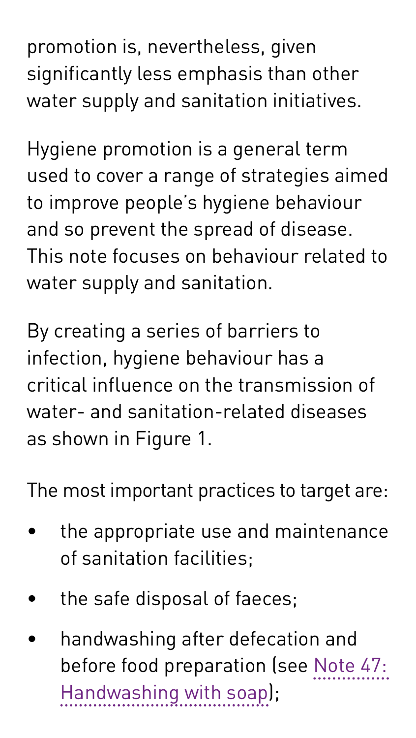promotion is, nevertheless, given significantly less emphasis than other water supply and sanitation initiatives.

Hygiene promotion is a general term used to cover a range of strategies aimed to improve people's hygiene behaviour and so prevent the spread of disease. This note focuses on behaviour related to water supply and sanitation.

By creating a series of barriers to infection, hygiene behaviour has a critical influence on the transmission of water- and sanitation-related diseases as shown in Figure 1.

The most important practices to target are:

- the appropriate use and maintenance of sanitation facilities;
- the safe disposal of faeces;
- handwashing after defecation and before food preparation (see Note 47: Handwashing with soap);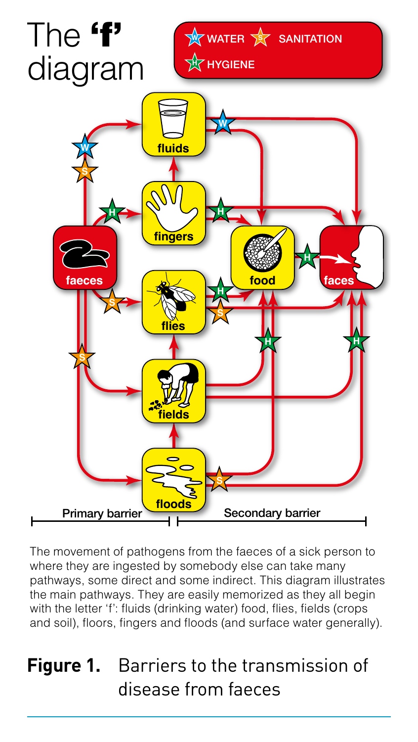# The 'f' diagram

WATER SANITATION HYGIENE

fluids

fingers

faeces

food

faces

flies

fields

floods

Primary barrier | Secondary barrier

The movement of pathogens from the faeces of a sick person to where they are ingested by somebody else can take many pathways, some direct and some indirect. This diagram illustrates the main pathways. They are easily memorized as they all begin with the letter 'f': fluids (drinking water) food, flies, fields (crops and soil), floors, fingers and floods (and surface water generally).

## Figure 1. Barriers to the transmission of disease from faeces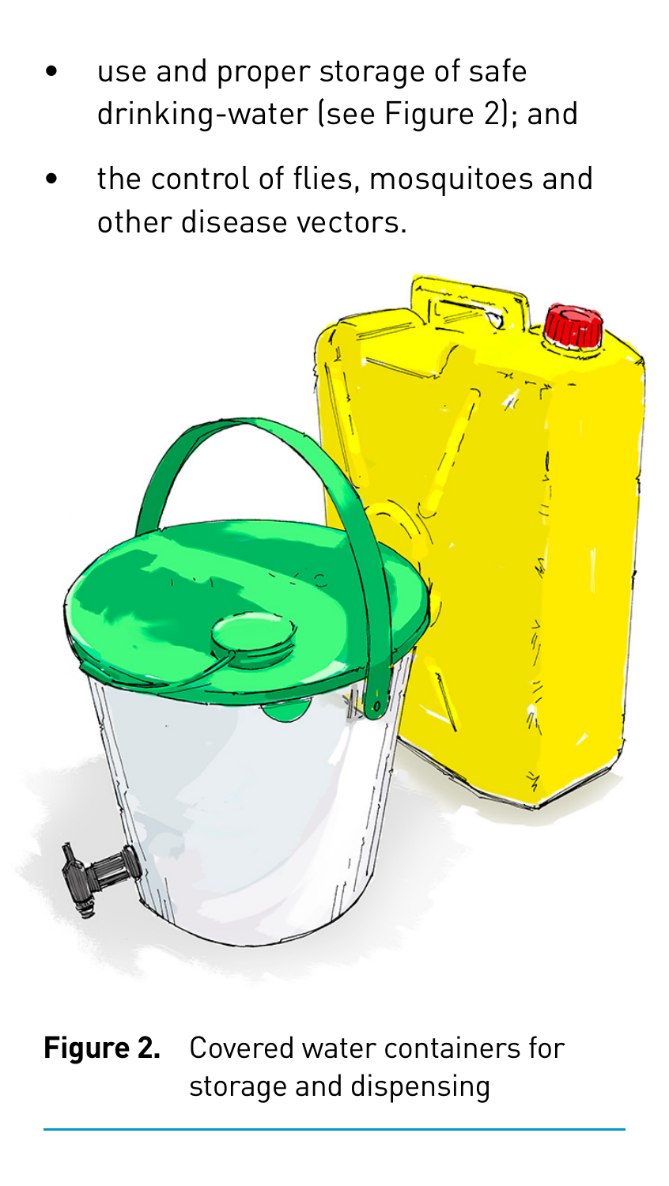- use and proper storage of safe drinking-water (see Figure 2); and
- the control of flies, mosquitoes and other disease vectors.

**Figure 2.** Covered water containers for storage and dispensing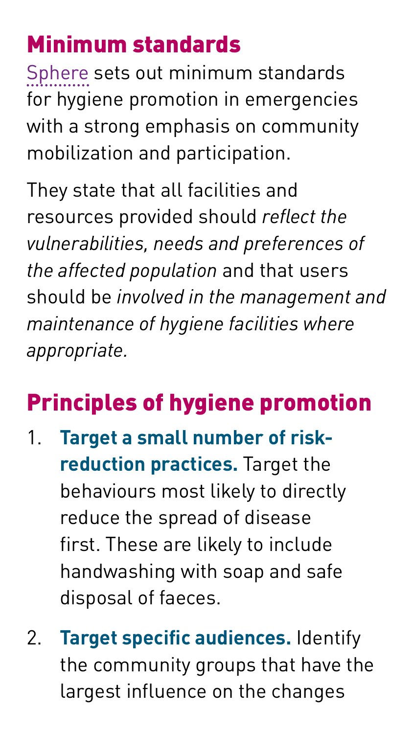## Minimum standards

Sphere sets out minimum standards for hygiene promotion in emergencies with a strong emphasis on community mobilization and participation.

They state that all facilities and resources provided should *reflect the vulnerabilities, needs and preferences of the affected population* and that users should be *involved in the management and maintenance of hygiene facilities where appropriate.*

## Principles of hygiene promotion

1. **Target a small number of risk-reduction practices.** Target the behaviours most likely to directly reduce the spread of disease first. These are likely to include handwashing with soap and safe disposal of faeces.
2. **Target specific audiences.** Identify the community groups that have the largest influence on the changes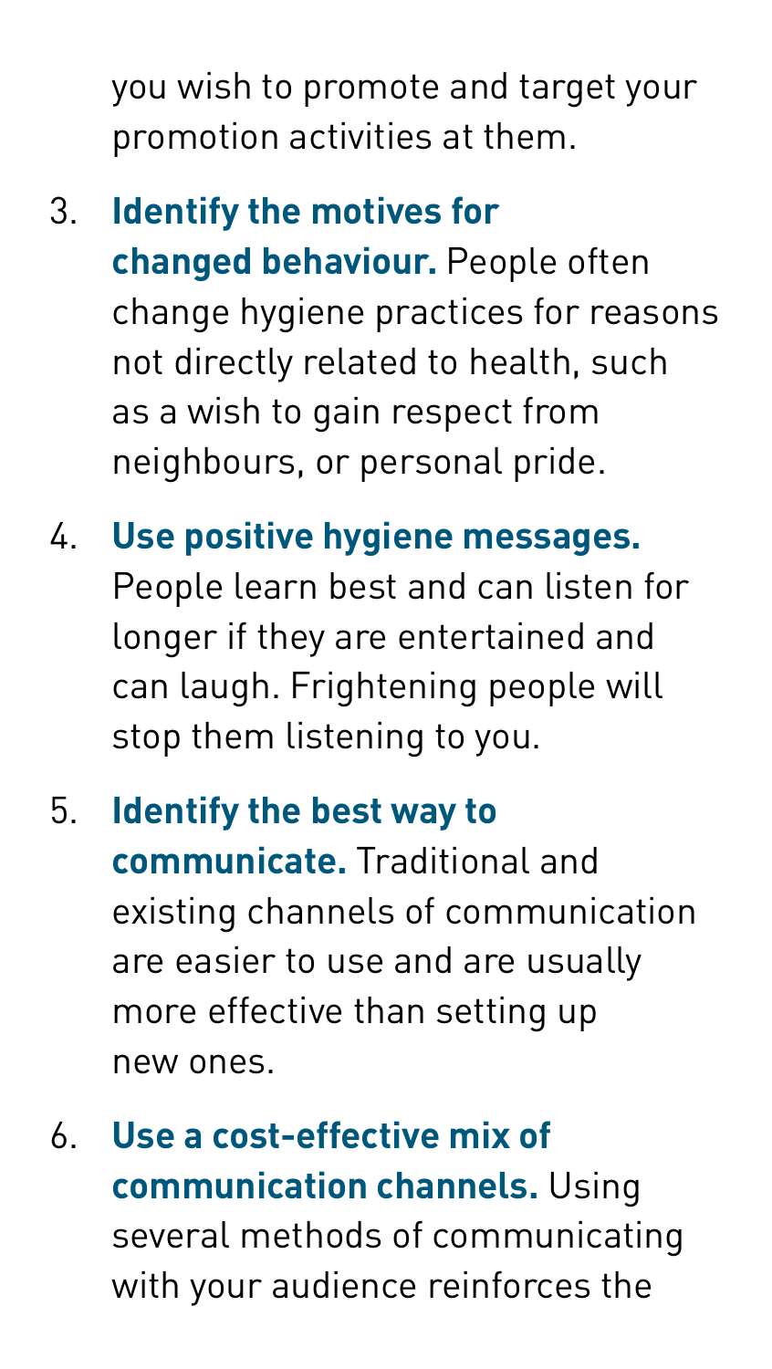you wish to promote and target your promotion activities at them.

3. **Identify the motives for changed behaviour.** People often change hygiene practices for reasons not directly related to health, such as a wish to gain respect from neighbours, or personal pride.

4. **Use positive hygiene messages.** People learn best and can listen for longer if they are entertained and can laugh. Frightening people will stop them listening to you.

5. **Identify the best way to communicate.** Traditional and existing channels of communication are easier to use and are usually more effective than setting up new ones.

6. **Use a cost-effective mix of communication channels.** Using several methods of communicating with your audience reinforces the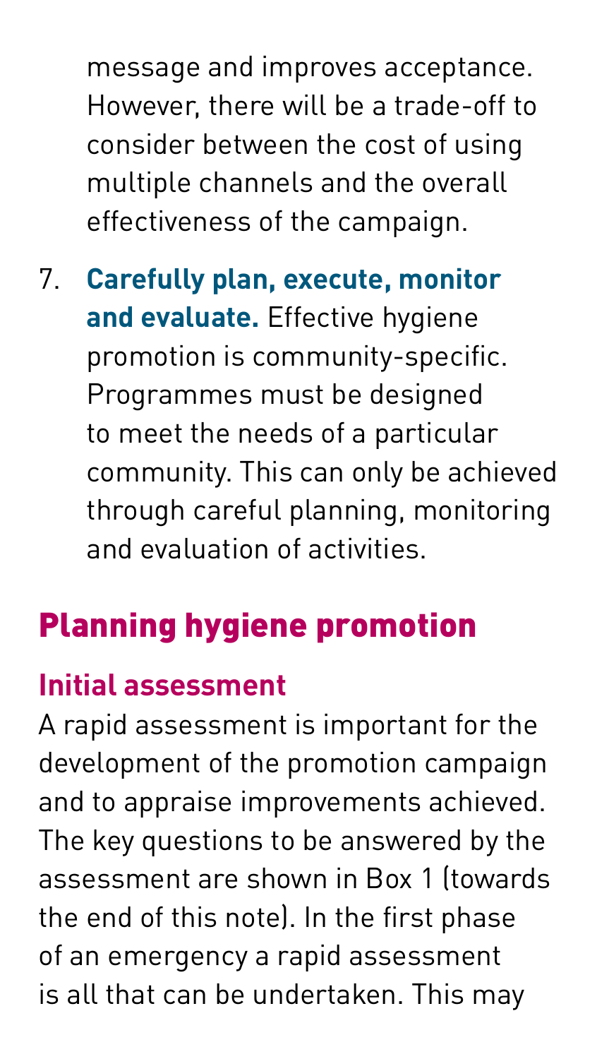message and improves acceptance. However, there will be a trade-off to consider between the cost of using multiple channels and the overall effectiveness of the campaign.

7. **Carefully plan, execute, monitor and evaluate.** Effective hygiene promotion is community-specific. Programmes must be designed to meet the needs of a particular community. This can only be achieved through careful planning, monitoring and evaluation of activities.

## Planning hygiene promotion

### Initial assessment

A rapid assessment is important for the development of the promotion campaign and to appraise improvements achieved. The key questions to be answered by the assessment are shown in Box 1 (towards the end of this note). In the first phase of an emergency a rapid assessment is all that can be undertaken. This may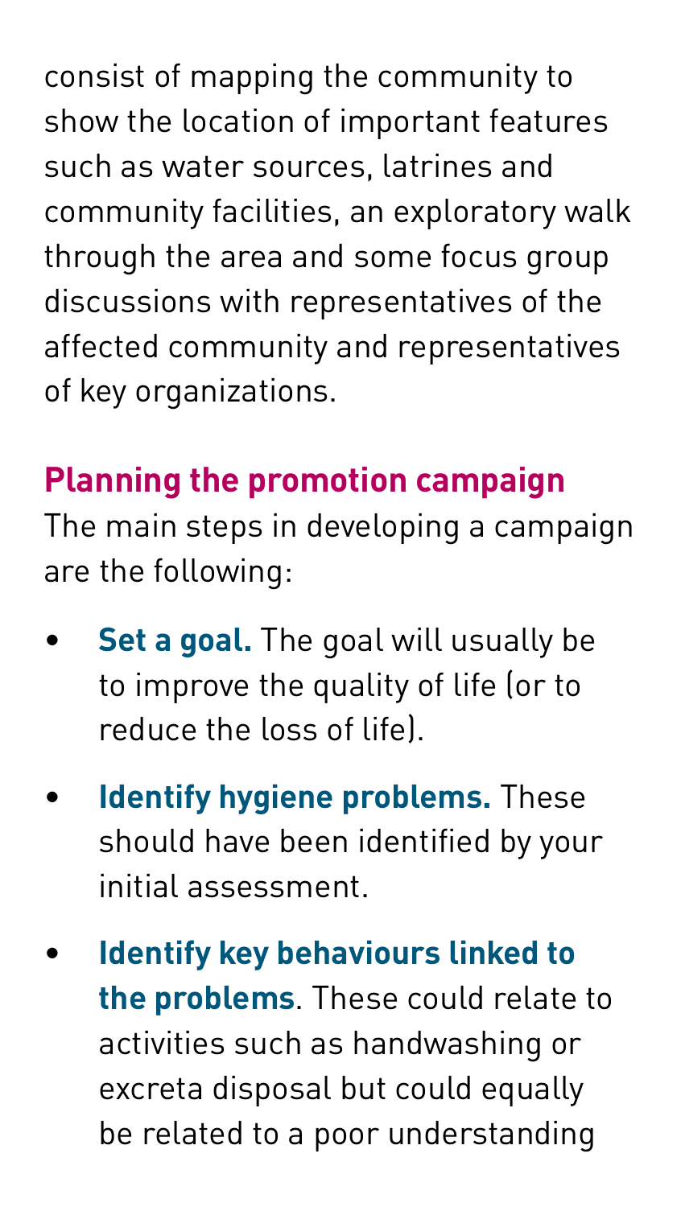consist of mapping the community to show the location of important features such as water sources, latrines and community facilities, an exploratory walk through the area and some focus group discussions with representatives of the affected community and representatives of key organizations.

## Planning the promotion campaign

The main steps in developing a campaign are the following:

- **Set a goal.** The goal will usually be to improve the quality of life (or to reduce the loss of life).
- **Identify hygiene problems.** These should have been identified by your initial assessment.
- **Identify key behaviours linked to the problems**. These could relate to activities such as handwashing or excreta disposal but could equally be related to a poor understanding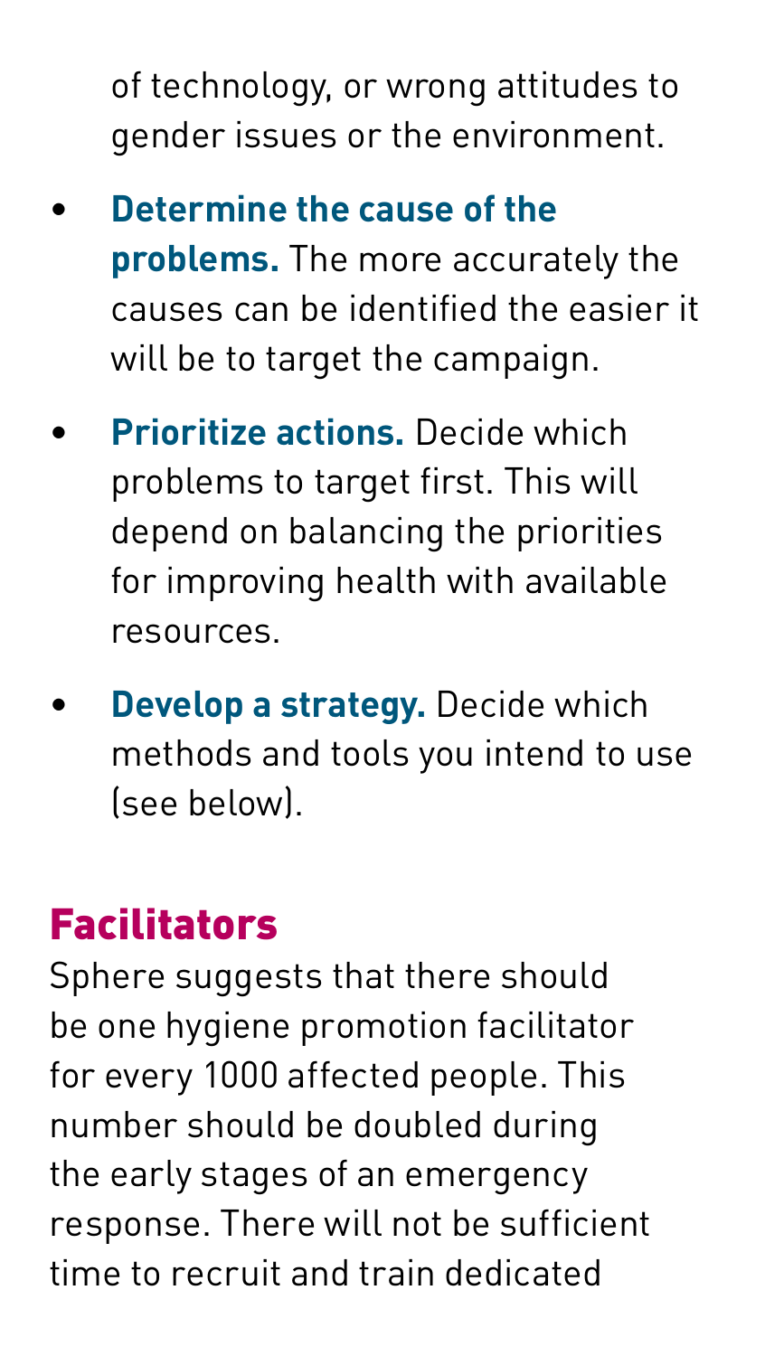of technology, or wrong attitudes to gender issues or the environment.

- **Determine the cause of the problems.** The more accurately the causes can be identified the easier it will be to target the campaign.
- **Prioritize actions.** Decide which problems to target first. This will depend on balancing the priorities for improving health with available resources.
- **Develop a strategy.** Decide which methods and tools you intend to use (see below).

## Facilitators

Sphere suggests that there should be one hygiene promotion facilitator for every 1000 affected people. This number should be doubled during the early stages of an emergency response. There will not be sufficient time to recruit and train dedicated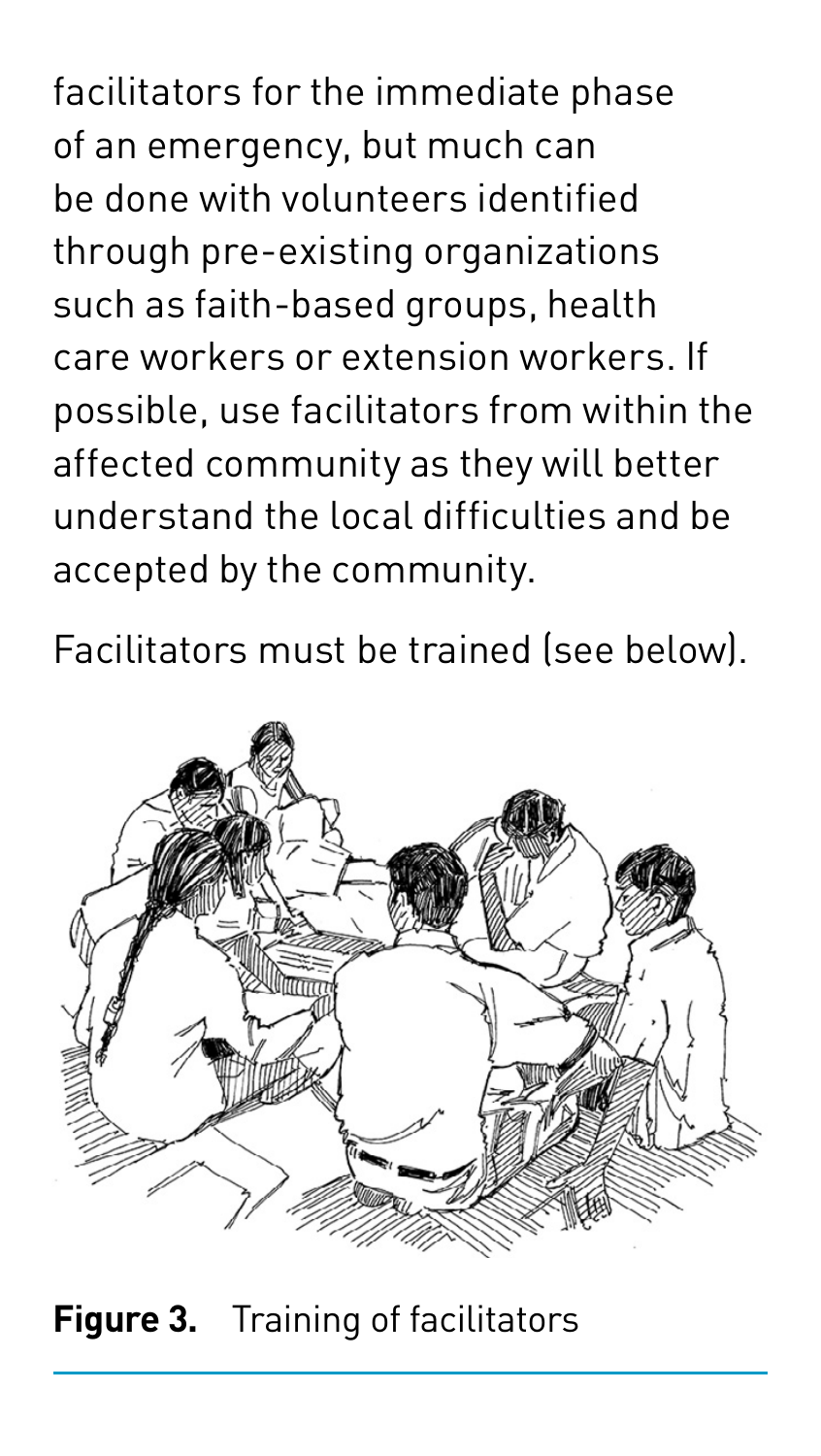facilitators for the immediate phase of an emergency, but much can be done with volunteers identified through pre-existing organizations such as faith-based groups, health care workers or extension workers. If possible, use facilitators from within the affected community as they will better understand the local difficulties and be accepted by the community.

Facilitators must be trained (see below).

**Figure 3.** Training of facilitators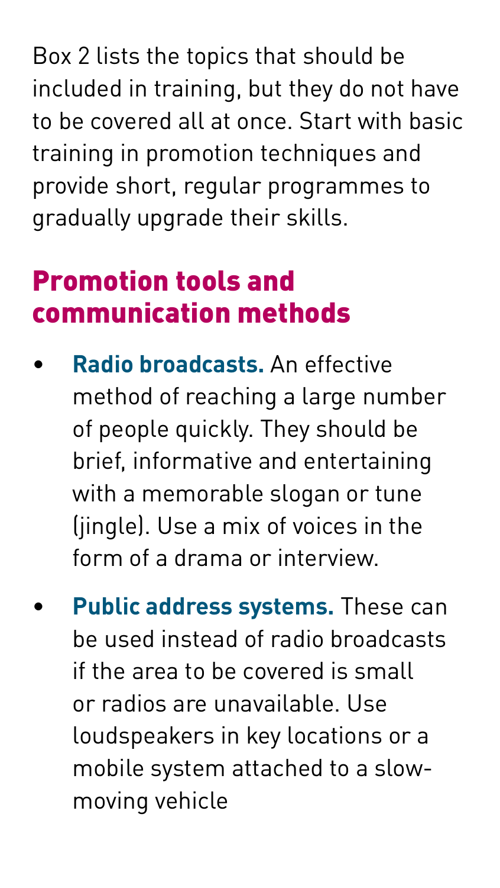Box 2 lists the topics that should be included in training, but they do not have to be covered all at once. Start with basic training in promotion techniques and provide short, regular programmes to gradually upgrade their skills.

## Promotion tools and communication methods

- **Radio broadcasts.** An effective method of reaching a large number of people quickly. They should be brief, informative and entertaining with a memorable slogan or tune (jingle). Use a mix of voices in the form of a drama or interview.
- **Public address systems.** These can be used instead of radio broadcasts if the area to be covered is small or radios are unavailable. Use loudspeakers in key locations or a mobile system attached to a slow-moving vehicle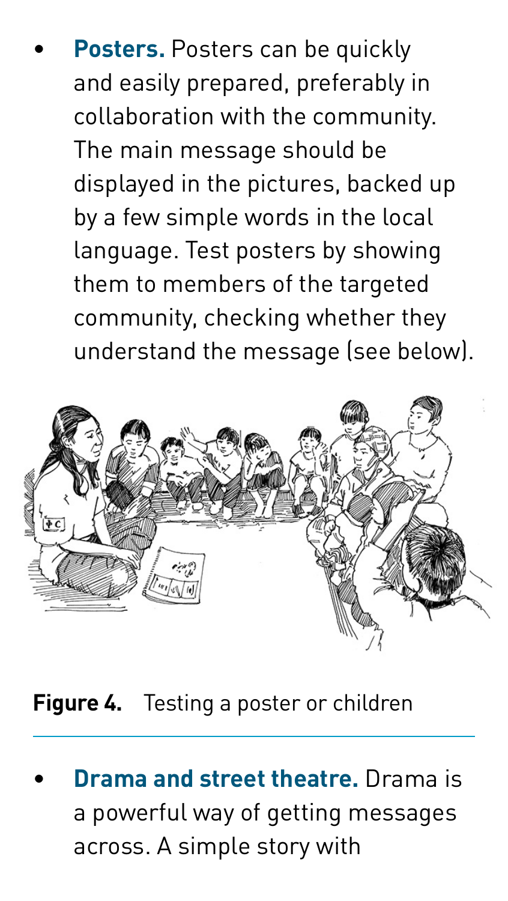- **Posters.** Posters can be quickly and easily prepared, preferably in collaboration with the community. The main message should be displayed in the pictures, backed up by a few simple words in the local language. Test posters by showing them to members of the targeted community, checking whether they understand the message (see below).

**Figure 4.** Testing a poster or children

- **Drama and street theatre.** Drama is a powerful way of getting messages across. A simple story with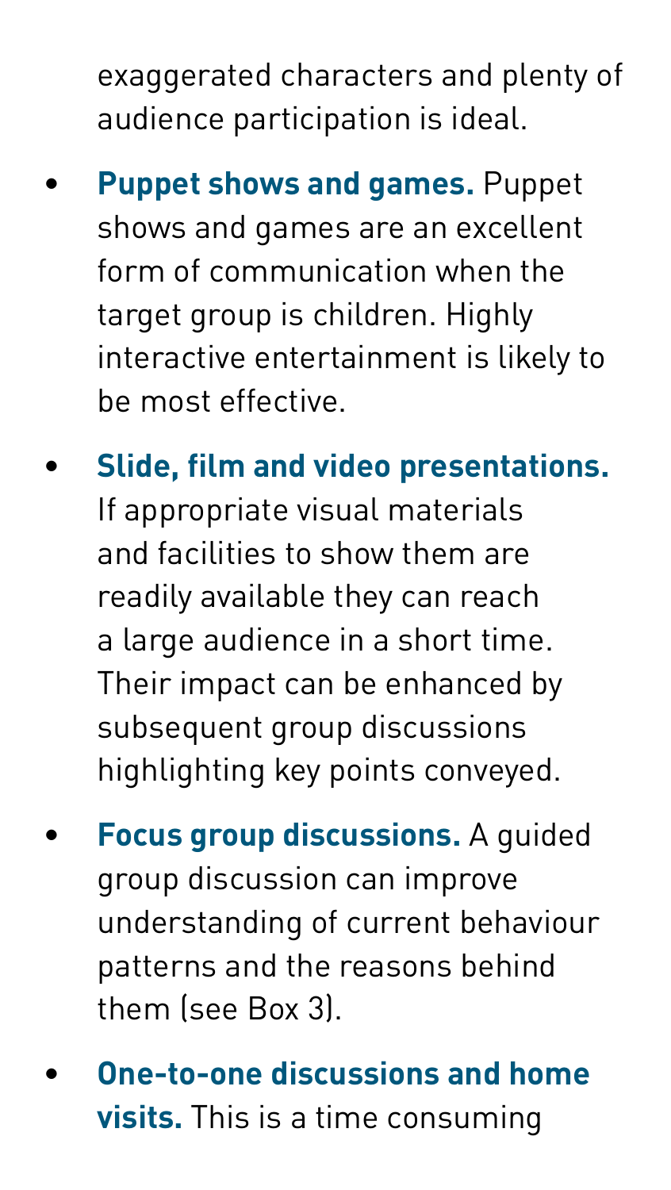exaggerated characters and plenty of audience participation is ideal.

- **Puppet shows and games.** Puppet shows and games are an excellent form of communication when the target group is children. Highly interactive entertainment is likely to be most effective.
- **Slide, film and video presentations.** If appropriate visual materials and facilities to show them are readily available they can reach a large audience in a short time. Their impact can be enhanced by subsequent group discussions highlighting key points conveyed.
- **Focus group discussions.** A guided group discussion can improve understanding of current behaviour patterns and the reasons behind them (see Box 3).
- **One-to-one discussions and home visits.** This is a time consuming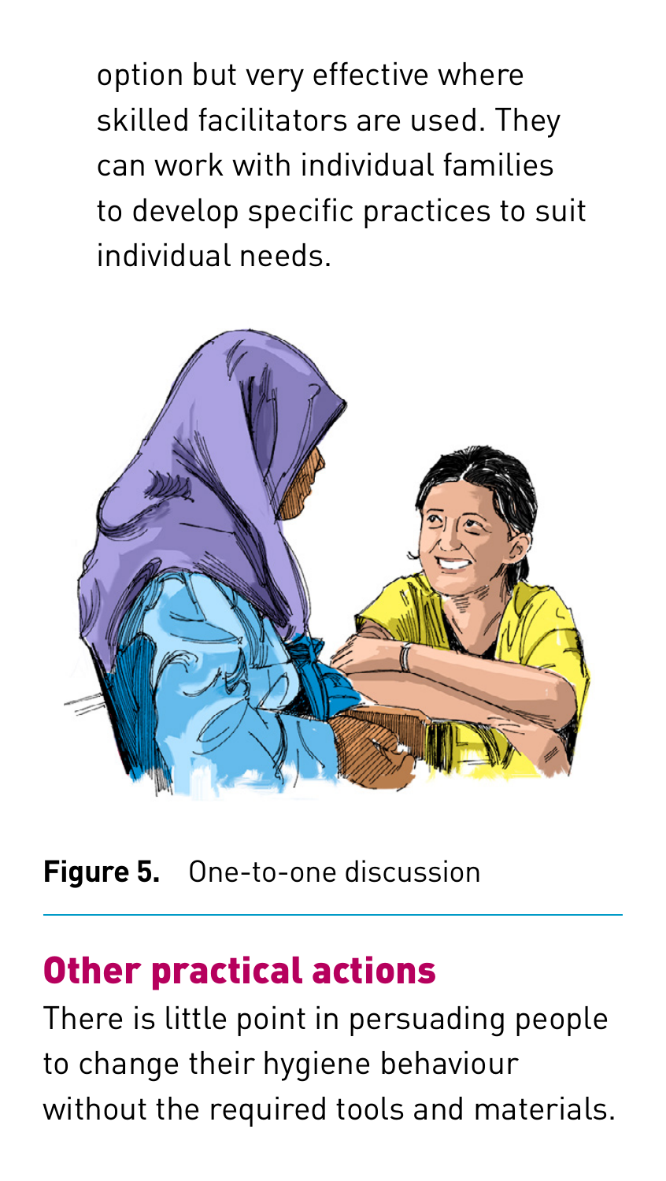option but very effective where skilled facilitators are used. They can work with individual families to develop specific practices to suit individual needs.

**Figure 5.** One-to-one discussion

## Other practical actions

There is little point in persuading people to change their hygiene behaviour without the required tools and materials.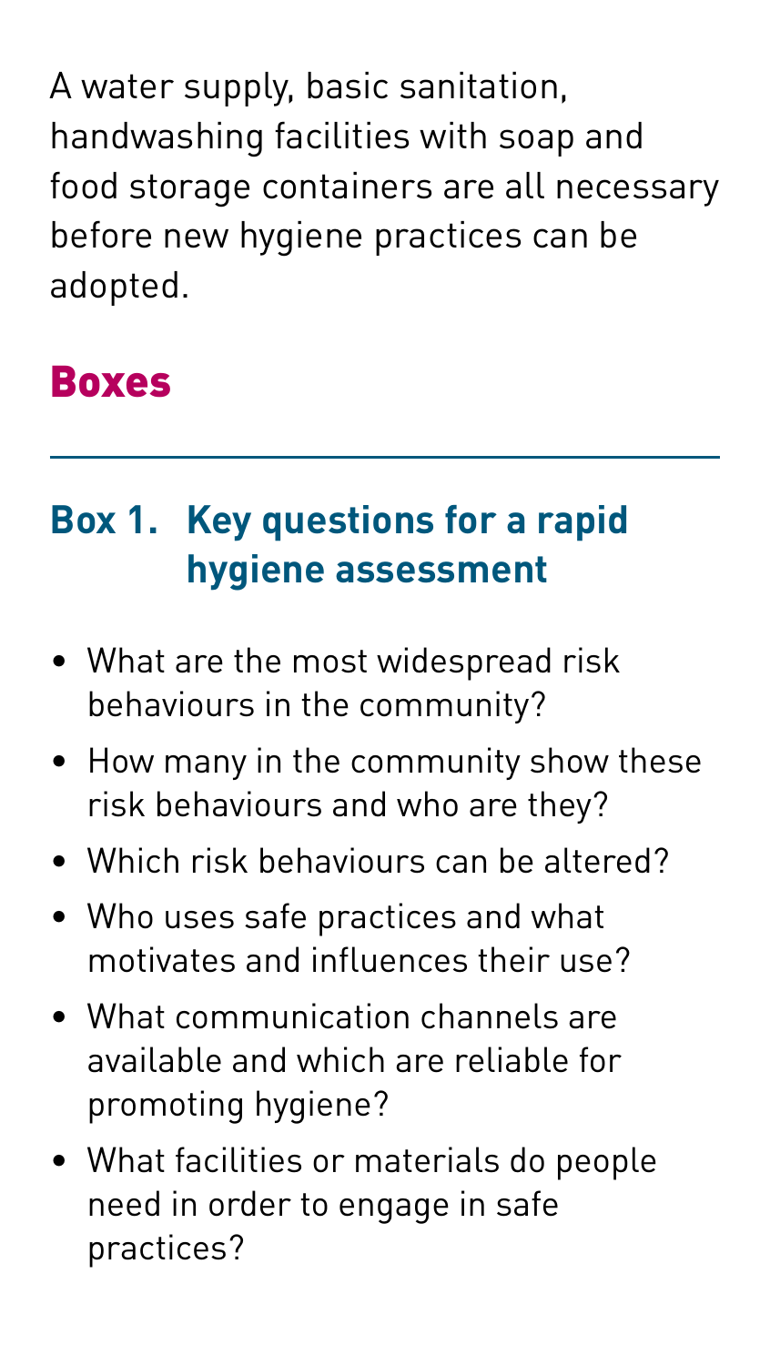A water supply, basic sanitation, handwashing facilities with soap and food storage containers are all necessary before new hygiene practices can be adopted.

## Boxes

### Box 1. Key questions for a rapid hygiene assessment

- What are the most widespread risk behaviours in the community?
- How many in the community show these risk behaviours and who are they?
- Which risk behaviours can be altered?
- Who uses safe practices and what motivates and influences their use?
- What communication channels are available and which are reliable for promoting hygiene?
- What facilities or materials do people need in order to engage in safe practices?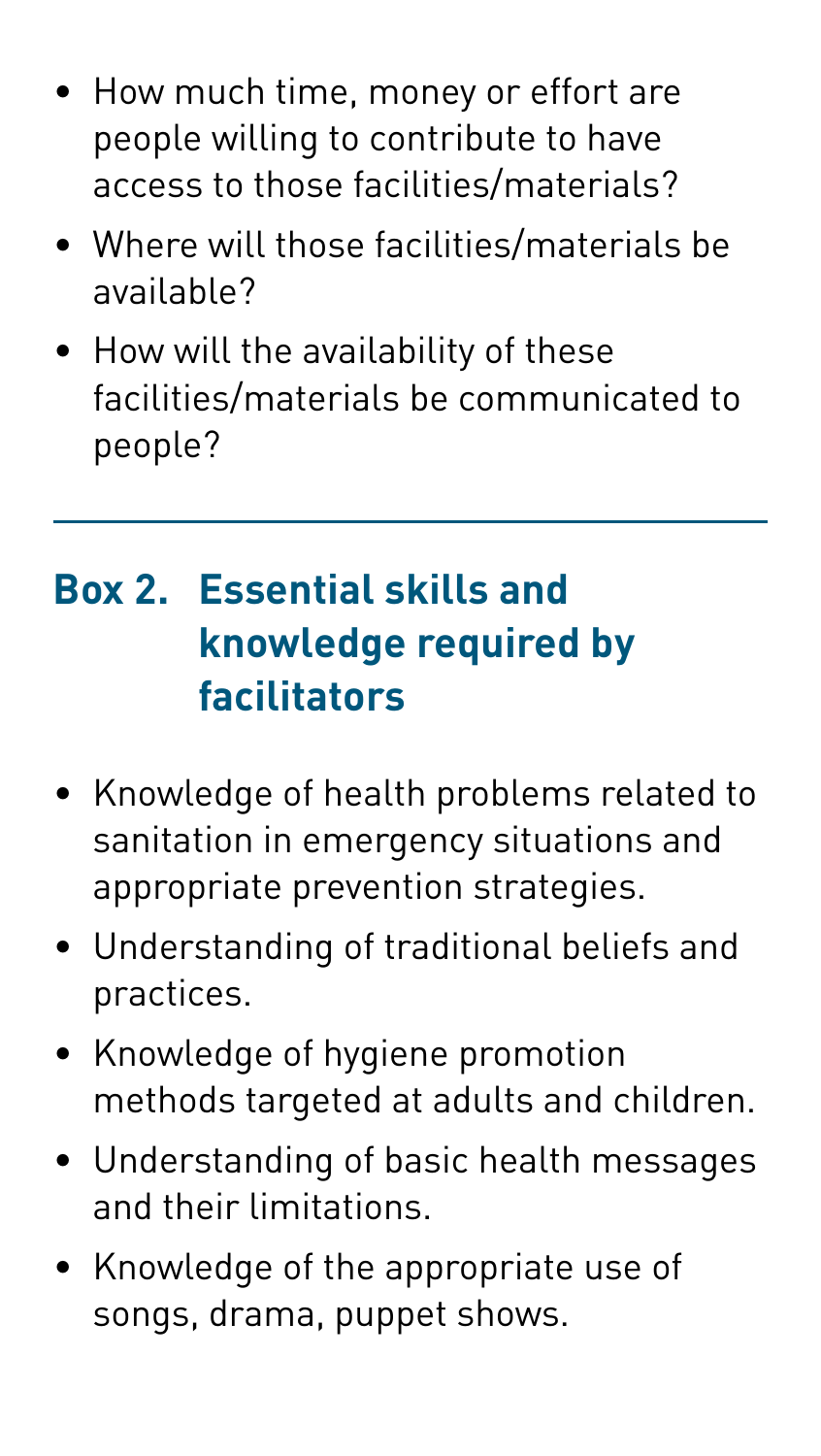- How much time, money or effort are people willing to contribute to have access to those facilities/materials?
- Where will those facilities/materials be available?
- How will the availability of these facilities/materials be communicated to people?

---

## Box 2. Essential skills and knowledge required by facilitators

- Knowledge of health problems related to sanitation in emergency situations and appropriate prevention strategies.
- Understanding of traditional beliefs and practices.
- Knowledge of hygiene promotion methods targeted at adults and children.
- Understanding of basic health messages and their limitations.
- Knowledge of the appropriate use of songs, drama, puppet shows.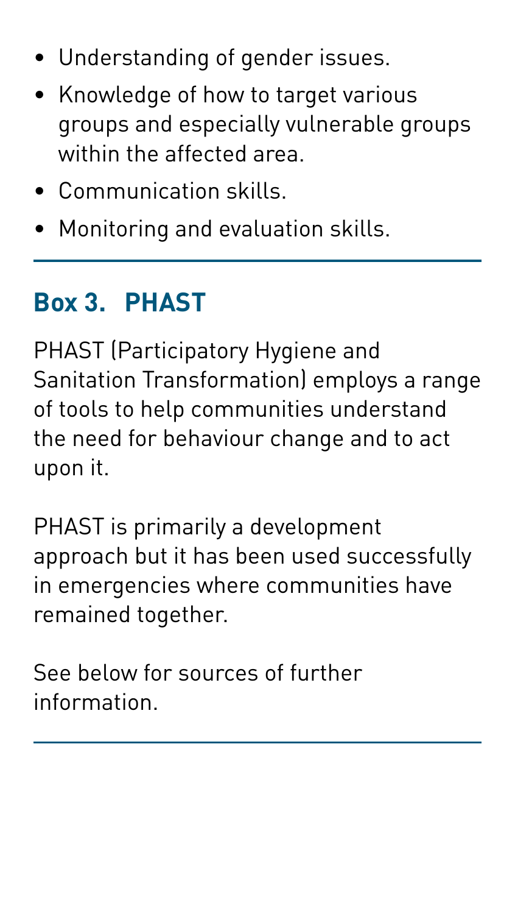- Understanding of gender issues.
- Knowledge of how to target various groups and especially vulnerable groups within the affected area.
- Communication skills.
- Monitoring and evaluation skills.

---

## Box 3. PHAST

PHAST (Participatory Hygiene and Sanitation Transformation) employs a range of tools to help communities understand the need for behaviour change and to act upon it.

PHAST is primarily a development approach but it has been used successfully in emergencies where communities have remained together.

See below for sources of further information.

---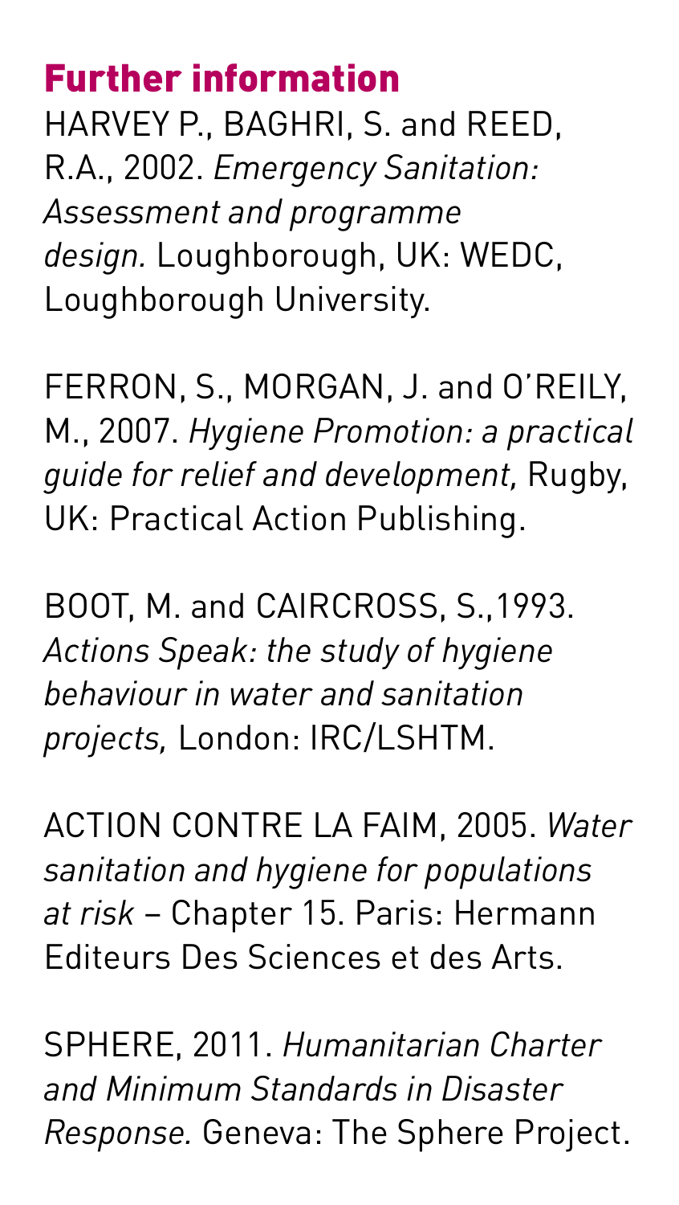## Further information

HARVEY P., BAGHRI, S. and REED, R.A., 2002. *Emergency Sanitation: Assessment and programme design.* Loughborough, UK: WEDC, Loughborough University.

FERRON, S., MORGAN, J. and O'REILY, M., 2007. *Hygiene Promotion: a practical guide for relief and development,* Rugby, UK: Practical Action Publishing.

BOOT, M. and CAIRCROSS, S.,1993. *Actions Speak: the study of hygiene behaviour in water and sanitation projects,* London: IRC/LSHTM.

ACTION CONTRE LA FAIM, 2005. *Water sanitation and hygiene for populations at risk* – Chapter 15. Paris: Hermann Editeurs Des Sciences et des Arts.

SPHERE, 2011. *Humanitarian Charter and Minimum Standards in Disaster Response.* Geneva: The Sphere Project.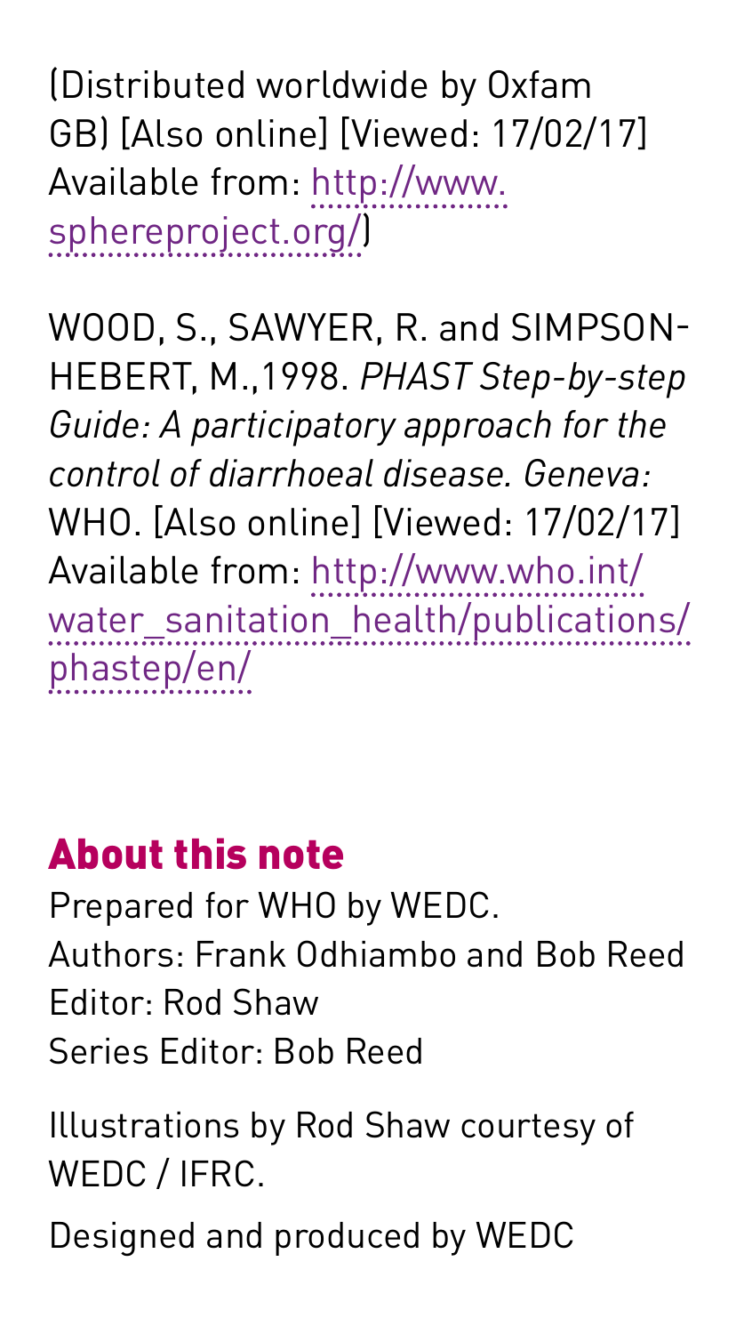(Distributed worldwide by Oxfam GB) [Also online] [Viewed: 17/02/17] Available from: [http://www.sphereproject.org/](http://www.sphereproject.org/))

WOOD, S., SAWYER, R. and SIMPSON-HEBERT, M.,1998. *PHAST Step-by-step Guide: A participatory approach for the control of diarrhoeal disease. Geneva:* WHO. [Also online] [Viewed: 17/02/17] Available from: [http://www.who.int/water_sanitation_health/publications/phastep/en/](http://www.who.int/water_sanitation_health/publications/phastep/en/)

## About this note

Prepared for WHO by WEDC.
Authors: Frank Odhiambo and Bob Reed
Editor: Rod Shaw
Series Editor: Bob Reed

Illustrations by Rod Shaw courtesy of WEDC / IFRC.

Designed and produced by WEDC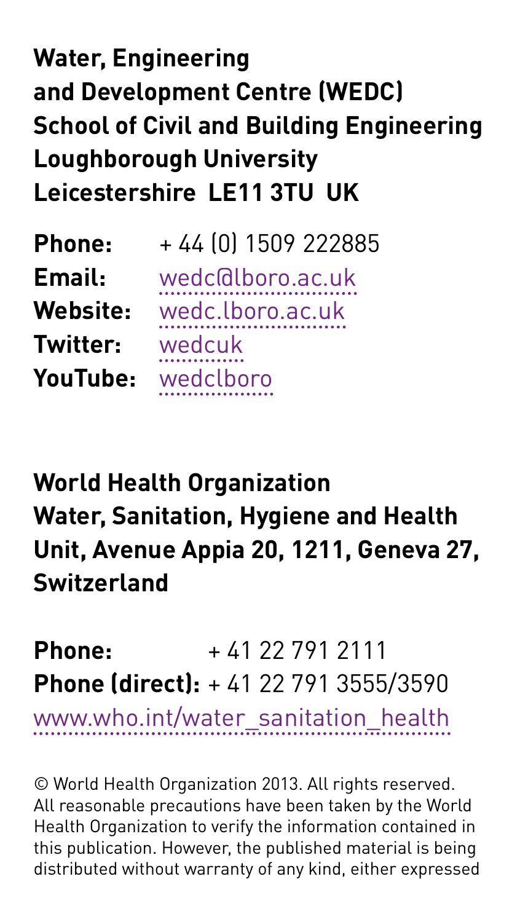**Water, Engineering and Development Centre (WEDC)**
**School of Civil and Building Engineering**
**Loughborough University**
**Leicestershire LE11 3TU UK**

**Phone:** + 44 (0) 1509 222885
**Email:** wedc@lboro.ac.uk
**Website:** wedc.lboro.ac.uk
**Twitter:** wedcuk
**YouTube:** wedclboro

**World Health Organization**
**Water, Sanitation, Hygiene and Health Unit, Avenue Appia 20, 1211, Geneva 27, Switzerland**

**Phone:** + 41 22 791 2111
**Phone (direct):** + 41 22 791 3555/3590
www.who.int/water_sanitation_health

© World Health Organization 2013. All rights reserved. All reasonable precautions have been taken by the World Health Organization to verify the information contained in this publication. However, the published material is being distributed without warranty of any kind, either expressed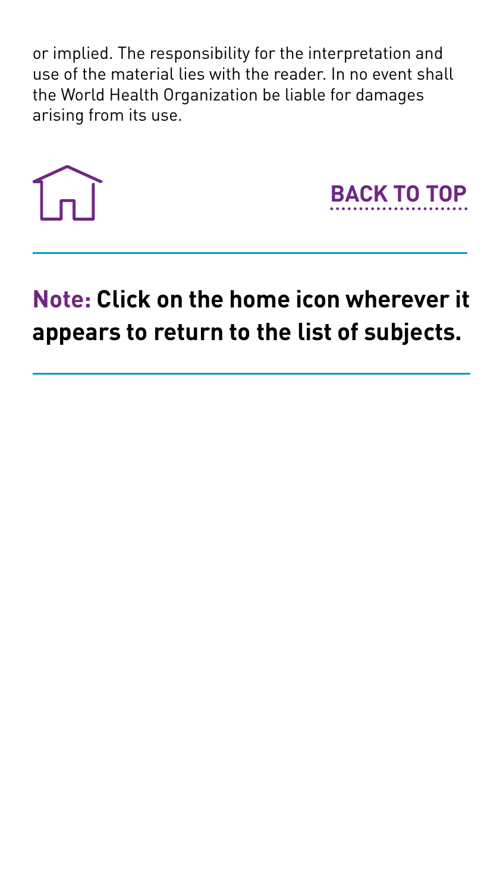or implied. The responsibility for the interpretation and use of the material lies with the reader. In no event shall the World Health Organization be liable for damages arising from its use.

BACK TO TOP

---

**Note: Click on the home icon wherever it appears to return to the list of subjects.**

---